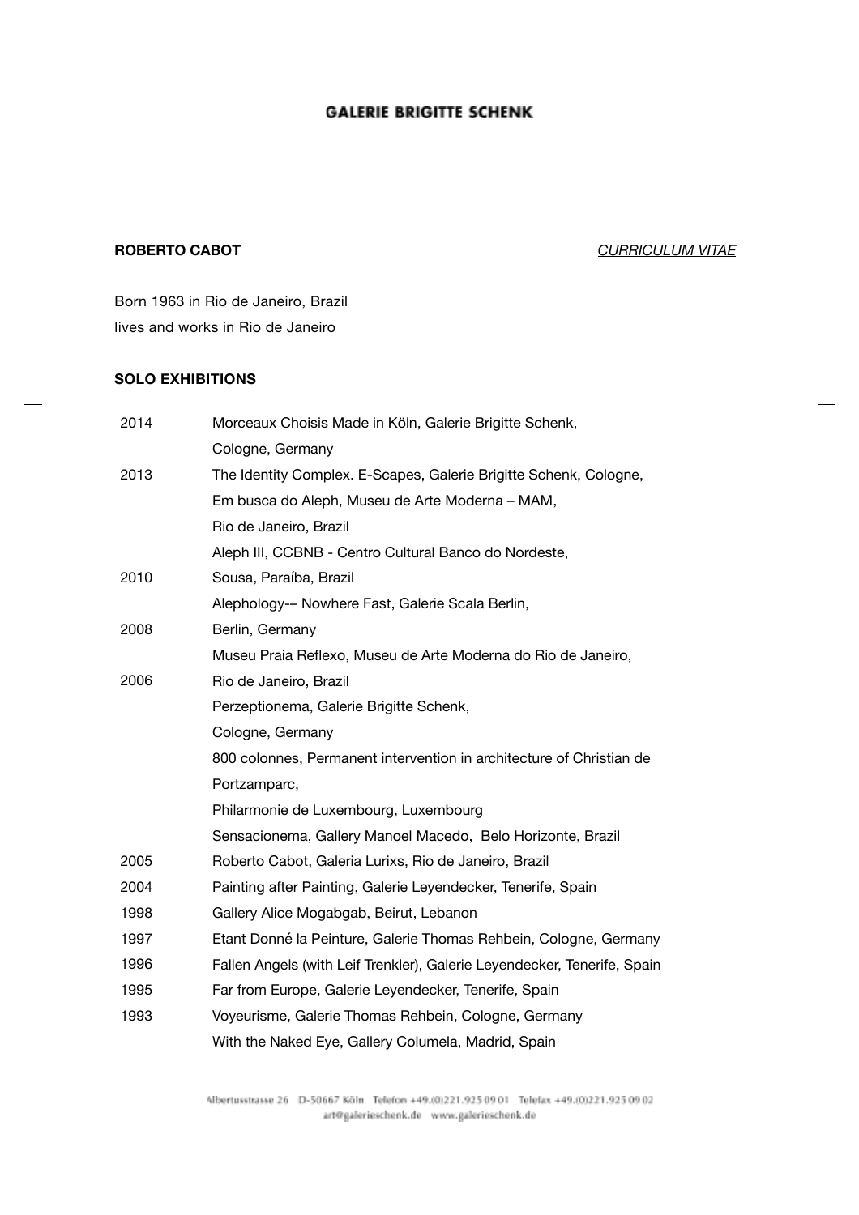GALERIE BRIGITTE SCHENK

**ROBERTO CABOT** *CURRICULUM VITAE*

Born 1963 in Rio de Janeiro, Brazil
lives and works in Rio de Janeiro

**SOLO EXHIBITIONS**

| | |
|---|---|
| 2014 | Morceaux Choisis Made in Köln, Galerie Brigitte Schenk, Cologne, Germany |
| 2013 | The Identity Complex. E-Scapes, Galerie Brigitte Schenk, Cologne, |
| | Em busca do Aleph, Museu de Arte Moderna – MAM, Rio de Janeiro, Brazil |
| | Aleph III, CCBNB - Centro Cultural Banco do Nordeste, |
| 2010 | Sousa, Paraíba, Brazil |
| | Alephology-– Nowhere Fast, Galerie Scala Berlin, |
| 2008 | Berlin, Germany |
| | Museu Praia Reflexo, Museu de Arte Moderna do Rio de Janeiro, |
| 2006 | Rio de Janeiro, Brazil |
| | Perzeptionema, Galerie Brigitte Schenk, Cologne, Germany |
| | 800 colonnes, Permanent intervention in architecture of Christian de Portzamparc, |
| | Philarmonie de Luxembourg, Luxembourg |
| | Sensacionema, Gallery Manoel Macedo, Belo Horizonte, Brazil |
| 2005 | Roberto Cabot, Galeria Lurixs, Rio de Janeiro, Brazil |
| 2004 | Painting after Painting, Galerie Leyendecker, Tenerife, Spain |
| 1998 | Gallery Alice Mogabgab, Beirut, Lebanon |
| 1997 | Etant Donné la Peinture, Galerie Thomas Rehbein, Cologne, Germany |
| 1996 | Fallen Angels (with Leif Trenkler), Galerie Leyendecker, Tenerife, Spain |
| 1995 | Far from Europe, Galerie Leyendecker, Tenerife, Spain |
| 1993 | Voyeurisme, Galerie Thomas Rehbein, Cologne, Germany |
| | With the Naked Eye, Gallery Columela, Madrid, Spain |

Albertusstrasse 26 D-50667 Köln Telefon +49.(0)221.925 09 01 Telefax +49.(0)221.925 09 02
art@galerieschenk.de www.galerieschenk.de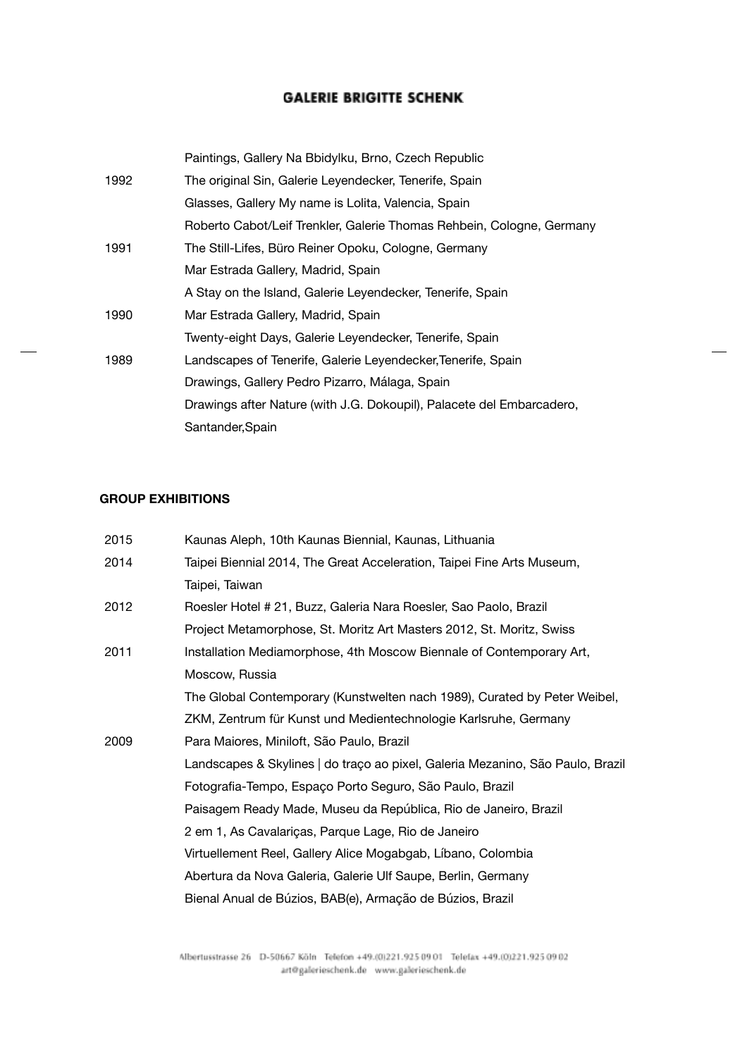| | |
|---|---|
| | Paintings, Gallery Na Bbidylku, Brno, Czech Republic |
| 1992 | The original Sin, Galerie Leyendecker, Tenerife, Spain |
| | Glasses, Gallery My name is Lolita, Valencia, Spain |
| | Roberto Cabot/Leif Trenkler, Galerie Thomas Rehbein, Cologne, Germany |
| 1991 | The Still-Lifes, Büro Reiner Opoku, Cologne, Germany |
| | Mar Estrada Gallery, Madrid, Spain |
| | A Stay on the Island, Galerie Leyendecker, Tenerife, Spain |
| 1990 | Mar Estrada Gallery, Madrid, Spain |
| | Twenty-eight Days, Galerie Leyendecker, Tenerife, Spain |
| 1989 | Landscapes of Tenerife, Galerie Leyendecker,Tenerife, Spain |
| | Drawings, Gallery Pedro Pizarro, Málaga, Spain |
| | Drawings after Nature (with J.G. Dokoupil), Palacete del Embarcadero, Santander,Spain |

**GROUP EXHIBITIONS**

| | |
|---|---|
| 2015 | Kaunas Aleph, 10th Kaunas Biennial, Kaunas, Lithuania |
| 2014 | Taipei Biennial 2014, The Great Acceleration, Taipei Fine Arts Museum, Taipei, Taiwan |
| 2012 | Roesler Hotel # 21, Buzz, Galeria Nara Roesler, Sao Paolo, Brazil |
| | Project Metamorphose, St. Moritz Art Masters 2012, St. Moritz, Swiss |
| 2011 | Installation Mediamorphose, 4th Moscow Biennale of Contemporary Art, Moscow, Russia |
| | The Global Contemporary (Kunstwelten nach 1989), Curated by Peter Weibel, ZKM, Zentrum für Kunst und Medientechnologie Karlsruhe, Germany |
| 2009 | Para Maiores, Miniloft, São Paulo, Brazil |
| | Landscapes & Skylines \| do traço ao pixel, Galeria Mezanino, São Paulo, Brazil |
| | Fotografia-Tempo, Espaço Porto Seguro, São Paulo, Brazil |
| | Paisagem Ready Made, Museu da República, Rio de Janeiro, Brazil |
| | 2 em 1, As Cavalariças, Parque Lage, Rio de Janeiro |
| | Virtuellement Reel, Gallery Alice Mogabgab, Líbano, Colombia |
| | Abertura da Nova Galeria, Galerie Ulf Saupe, Berlin, Germany |
| | Bienal Anual de Búzios, BAB(e), Armação de Búzios, Brazil |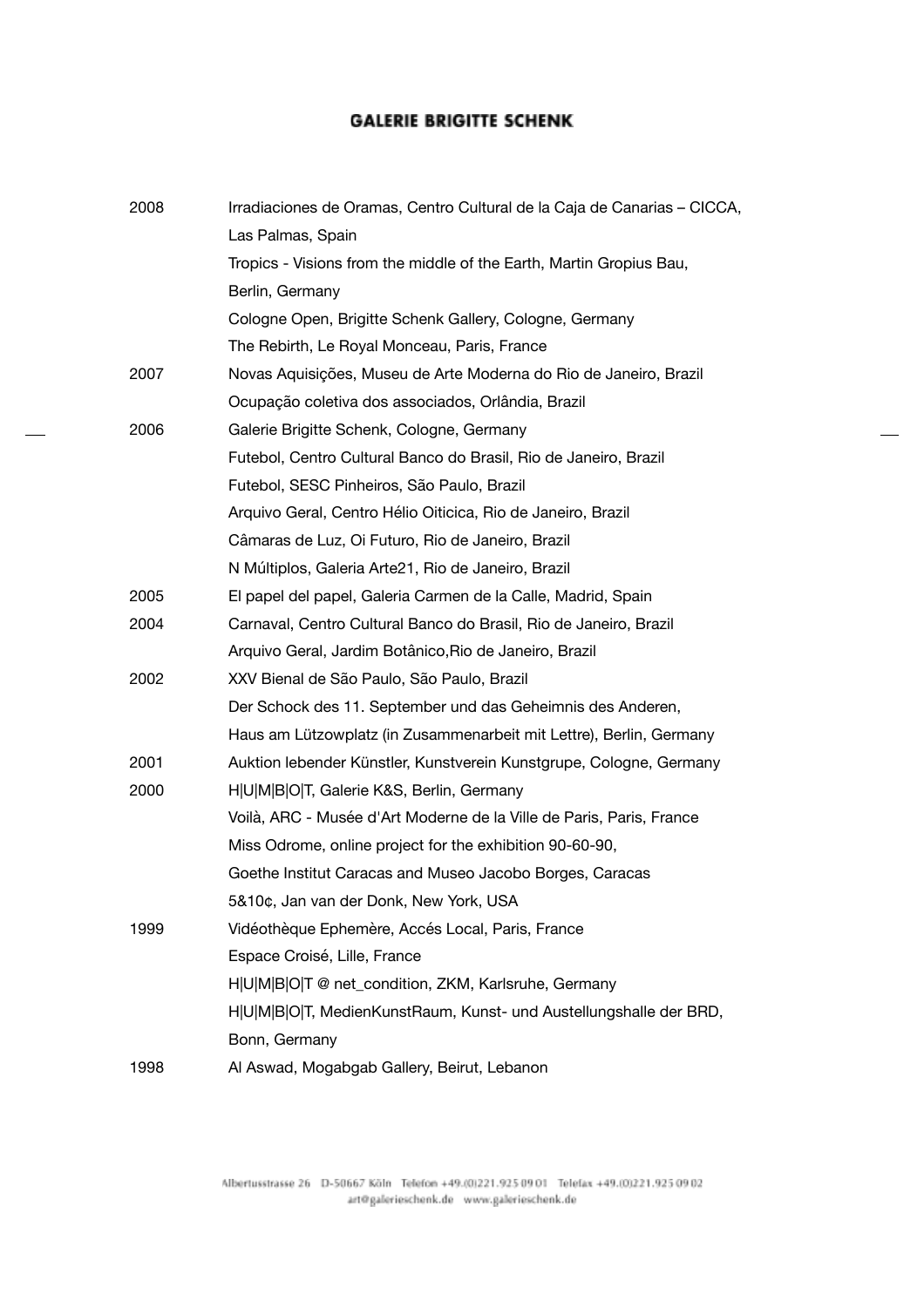| | |
|---|---|
| 2008 | Irradiaciones de Oramas, Centro Cultural de la Caja de Canarias – CICCA, Las Palmas, Spain |
| | Tropics - Visions from the middle of the Earth, Martin Gropius Bau, Berlin, Germany |
| | Cologne Open, Brigitte Schenk Gallery, Cologne, Germany |
| | The Rebirth, Le Royal Monceau, Paris, France |
| 2007 | Novas Aquisições, Museu de Arte Moderna do Rio de Janeiro, Brazil |
| | Ocupação coletiva dos associados, Orlândia, Brazil |
| 2006 | Galerie Brigitte Schenk, Cologne, Germany |
| | Futebol, Centro Cultural Banco do Brasil, Rio de Janeiro, Brazil |
| | Futebol, SESC Pinheiros, São Paulo, Brazil |
| | Arquivo Geral, Centro Hélio Oiticica, Rio de Janeiro, Brazil |
| | Câmaras de Luz, Oi Futuro, Rio de Janeiro, Brazil |
| | N Múltiplos, Galeria Arte21, Rio de Janeiro, Brazil |
| 2005 | El papel del papel, Galeria Carmen de la Calle, Madrid, Spain |
| 2004 | Carnaval, Centro Cultural Banco do Brasil, Rio de Janeiro, Brazil |
| | Arquivo Geral, Jardim Botânico,Rio de Janeiro, Brazil |
| 2002 | XXV Bienal de São Paulo, São Paulo, Brazil |
| | Der Schock des 11. September und das Geheimnis des Anderen, Haus am Lützowplatz (in Zusammenarbeit mit Lettre), Berlin, Germany |
| 2001 | Auktion lebender Künstler, Kunstverein Kunstgrupe, Cologne, Germany |
| 2000 | H\|U\|M\|B\|O\|T, Galerie K&S, Berlin, Germany |
| | Voilà, ARC - Musée d'Art Moderne de la Ville de Paris, Paris, France |
| | Miss Odrome, online project for the exhibition 90-60-90, Goethe Institut Caracas and Museo Jacobo Borges, Caracas |
| | 5&10¢, Jan van der Donk, New York, USA |
| 1999 | Vidéothèque Ephemère, Accés Local, Paris, France |
| | Espace Croisé, Lille, France |
| | H\|U\|M\|B\|O\|T @ net_condition, ZKM, Karlsruhe, Germany |
| | H\|U\|M\|B\|O\|T, MedienKunstRaum, Kunst- und Austellungshalle der BRD, Bonn, Germany |
| 1998 | Al Aswad, Mogabgab Gallery, Beirut, Lebanon |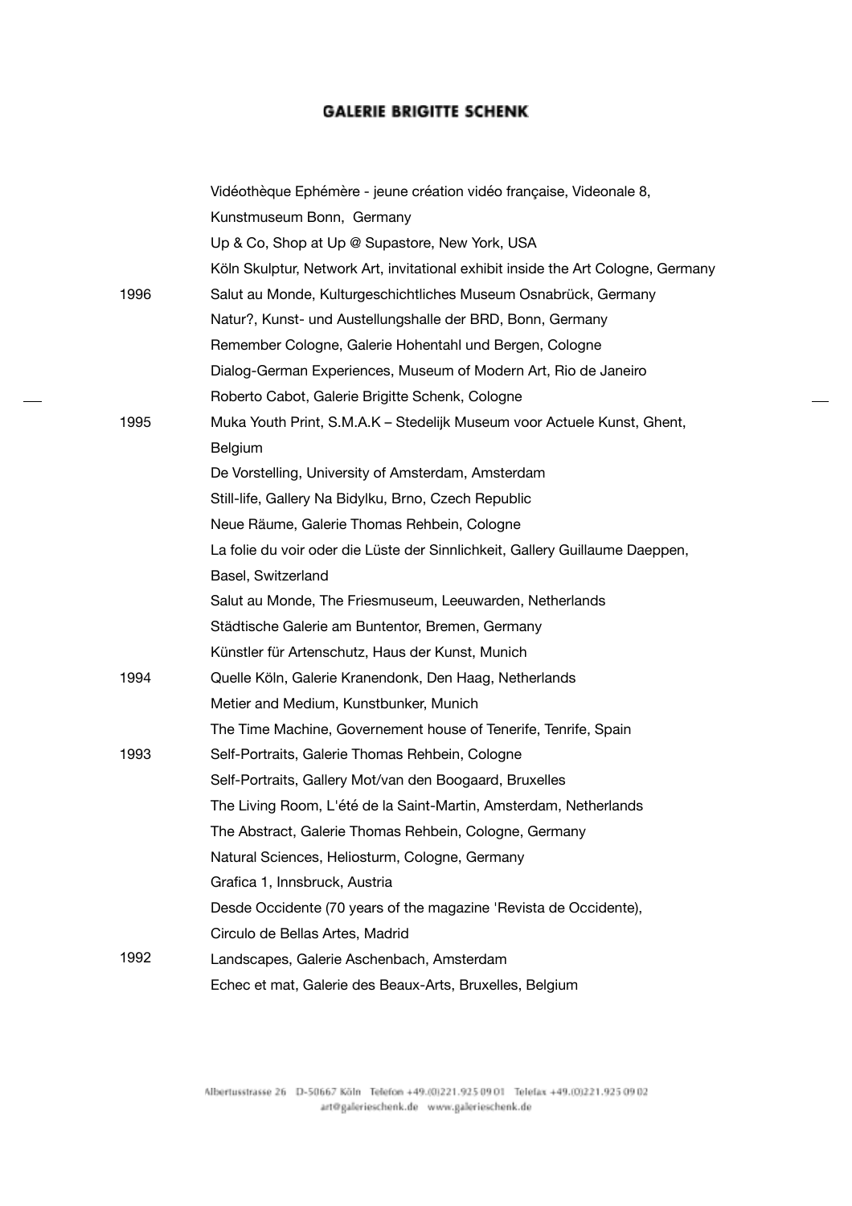| | |
|---|---|
| | Vidéothèque Ephémère - jeune création vidéo française, Videonale 8, Kunstmuseum Bonn, Germany |
| | Up & Co, Shop at Up @ Supastore, New York, USA |
| | Köln Skulptur, Network Art, invitational exhibit inside the Art Cologne, Germany |
| 1996 | Salut au Monde, Kulturgeschichtliches Museum Osnabrück, Germany |
| | Natur?, Kunst- und Austellungshalle der BRD, Bonn, Germany |
| | Remember Cologne, Galerie Hohentahl und Bergen, Cologne |
| | Dialog-German Experiences, Museum of Modern Art, Rio de Janeiro |
| | Roberto Cabot, Galerie Brigitte Schenk, Cologne |
| 1995 | Muka Youth Print, S.M.A.K – Stedelijk Museum voor Actuele Kunst, Ghent, Belgium |
| | De Vorstelling, University of Amsterdam, Amsterdam |
| | Still-life, Gallery Na Bidylku, Brno, Czech Republic |
| | Neue Räume, Galerie Thomas Rehbein, Cologne |
| | La folie du voir oder die Lüste der Sinnlichkeit, Gallery Guillaume Daeppen, Basel, Switzerland |
| | Salut au Monde, The Friesmuseum, Leeuwarden, Netherlands |
| | Städtische Galerie am Buntentor, Bremen, Germany |
| | Künstler für Artenschutz, Haus der Kunst, Munich |
| 1994 | Quelle Köln, Galerie Kranendonk, Den Haag, Netherlands |
| | Metier and Medium, Kunstbunker, Munich |
| | The Time Machine, Governement house of Tenerife, Tenrife, Spain |
| 1993 | Self-Portraits, Galerie Thomas Rehbein, Cologne |
| | Self-Portraits, Gallery Mot/van den Boogaard, Bruxelles |
| | The Living Room, L'été de la Saint-Martin, Amsterdam, Netherlands |
| | The Abstract, Galerie Thomas Rehbein, Cologne, Germany |
| | Natural Sciences, Heliosturm, Cologne, Germany |
| | Grafica 1, Innsbruck, Austria |
| | Desde Occidente (70 years of the magazine 'Revista de Occidente), Circulo de Bellas Artes, Madrid |
| 1992 | Landscapes, Galerie Aschenbach, Amsterdam |
| | Echec et mat, Galerie des Beaux-Arts, Bruxelles, Belgium |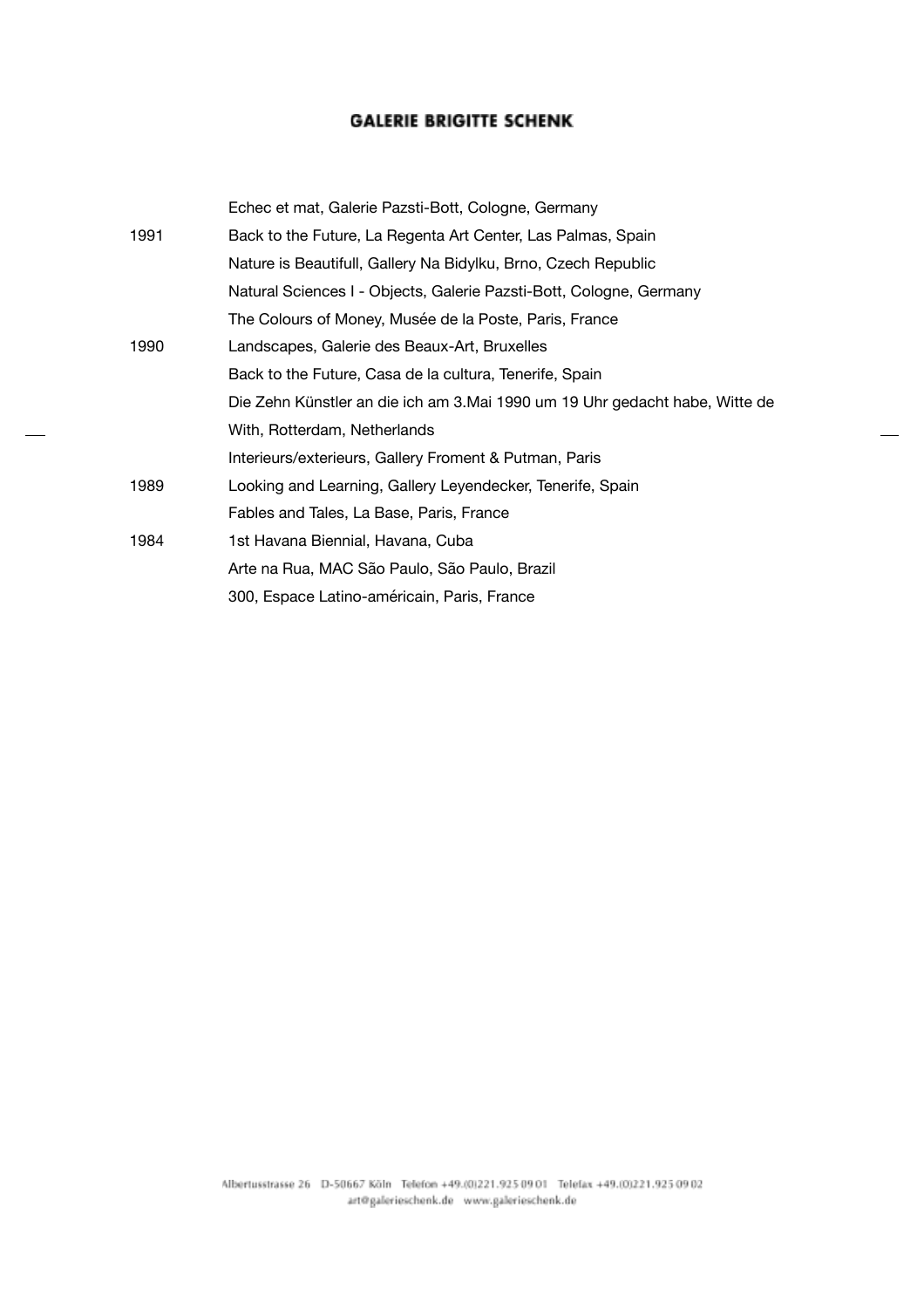| | |
|---|---|
| | Echec et mat, Galerie Pazsti-Bott, Cologne, Germany |
| 1991 | Back to the Future, La Regenta Art Center, Las Palmas, Spain |
| | Nature is Beautifull, Gallery Na Bidylku, Brno, Czech Republic |
| | Natural Sciences I - Objects, Galerie Pazsti-Bott, Cologne, Germany |
| | The Colours of Money, Musée de la Poste, Paris, France |
| 1990 | Landscapes, Galerie des Beaux-Art, Bruxelles |
| | Back to the Future, Casa de la cultura, Tenerife, Spain |
| | Die Zehn Künstler an die ich am 3.Mai 1990 um 19 Uhr gedacht habe, Witte de With, Rotterdam, Netherlands |
| | Interieurs/exterieurs, Gallery Froment & Putman, Paris |
| 1989 | Looking and Learning, Gallery Leyendecker, Tenerife, Spain |
| | Fables and Tales, La Base, Paris, France |
| 1984 | 1st Havana Biennial, Havana, Cuba |
| | Arte na Rua, MAC São Paulo, São Paulo, Brazil |
| | 300, Espace Latino-américain, Paris, France |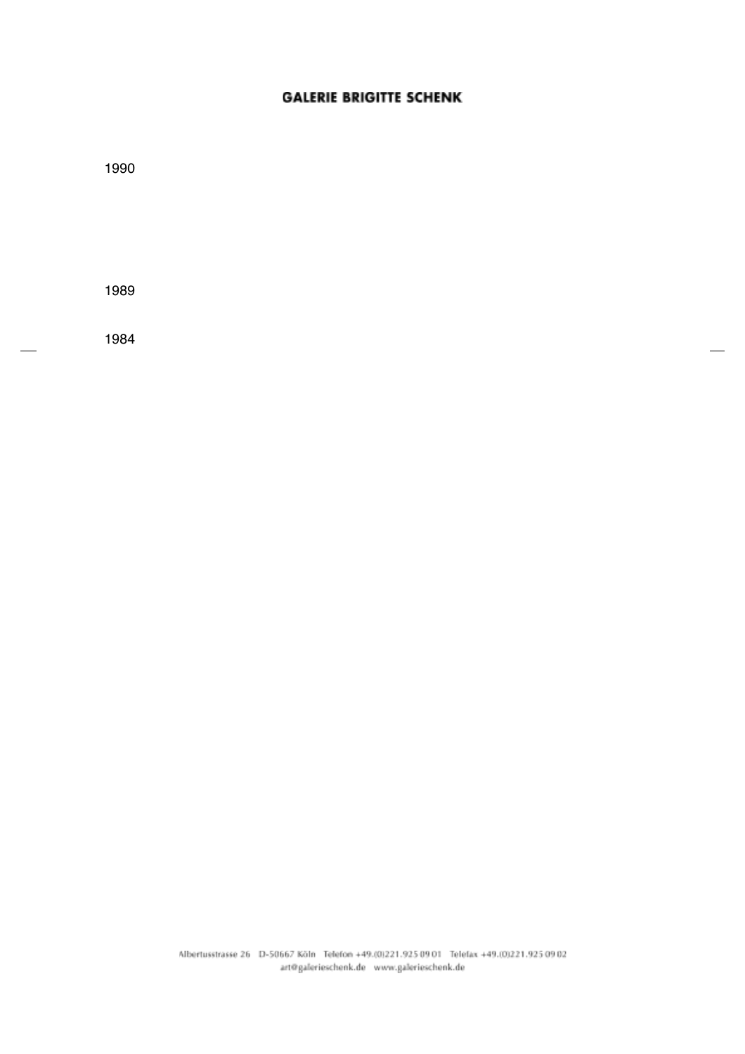1990

1989

1984